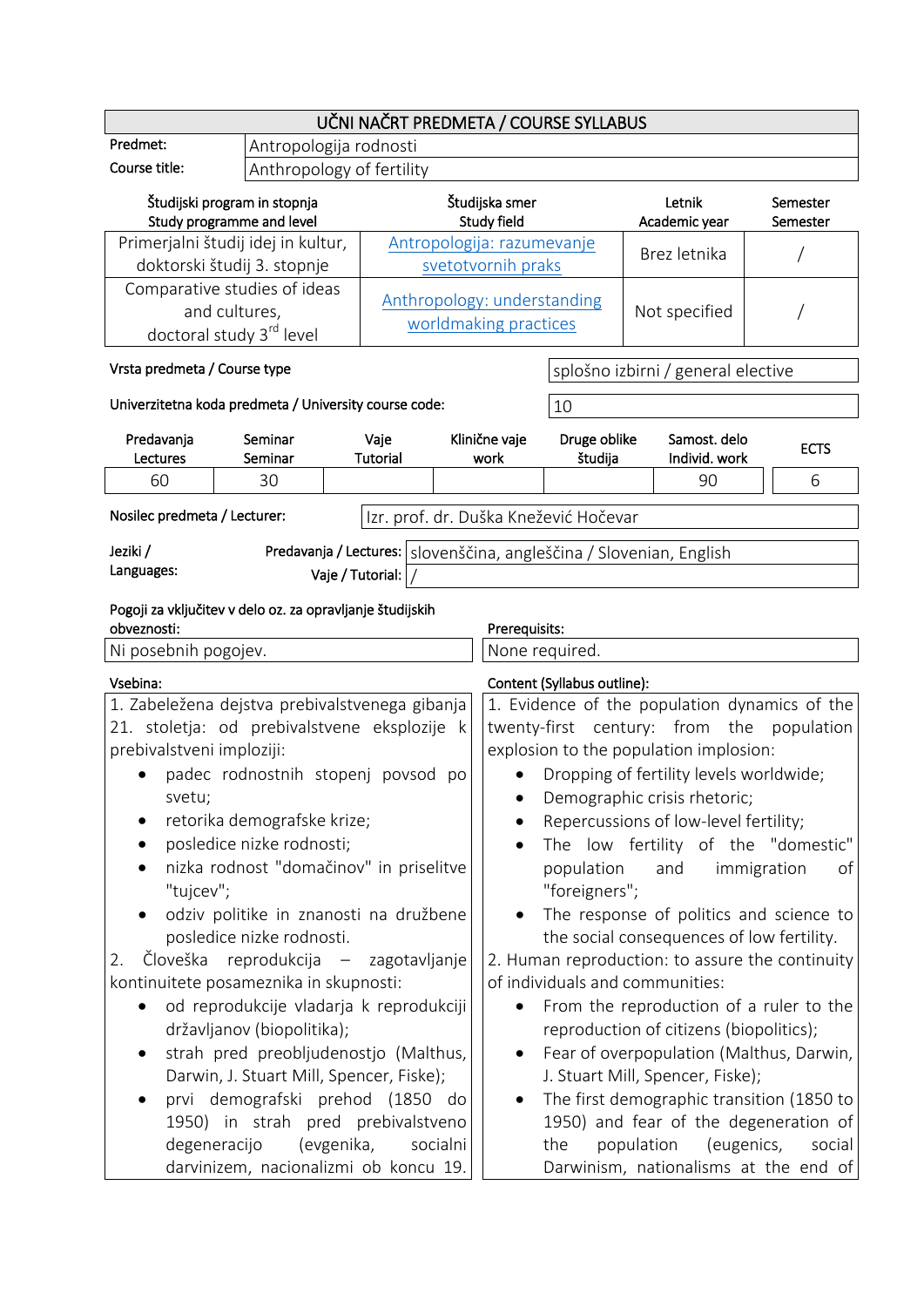# UČNI NAČRT PREDMETA / COURSE SYLLABUS

| | |
|---|---|
| Predmet: | Antropologija rodnosti |
| Course title: | Anthropology of fertility |

| Študijski program in stopnja / Study programme and level | Študijska smer / Study field | Letnik / Academic year | Semester / Semester |
|---|---|---|---|
| Primerjalni študij idej in kultur, doktorski študij 3. stopnje | Antropologija: razumevanje svetotvornih praks | Brez letnika | / |
| Comparative studies of ideas and cultures, doctoral study 3rd level | Anthropology: understanding worldmaking practices | Not specified | / |

| | |
|---|---|
| Vrsta predmeta / Course type | splošno izbirni / general elective |
| Univerzitetna koda predmeta / University course code: | 10 |

| Predavanja / Lectures | Seminar / Seminar | Vaje / Tutorial | Klinične vaje / work | Druge oblike študija | Samost. delo / Individ. work | ECTS |
|---|---|---|---|---|---|---|
| 60 | 30 | | | | 90 | 6 |

| | |
|---|---|
| Nosilec predmeta / Lecturer: | Izr. prof. dr. Duška Knežević Hočevar |

| Jeziki / Languages: | |
|---|---|
| Predavanja / Lectures: | slovenščina, angleščina / Slovenian, English |
| Vaje / Tutorial: | / |

| Pogoji za vključitev v delo oz. za opravljanje študijskih obveznosti: | Prerequisits: |
|---|---|
| Ni posebnih pogojev. | None required. |

**Vsebina:**

1. Zabeležena dejstva prebivalstvenega gibanja 21. stoletja: od prebivalstvene eksplozije k prebivalstveni imploziji:
   - padec rodnostnih stopenj povsod po svetu;
   - retorika demografske krize;
   - posledice nizke rodnosti;
   - nizka rodnost "domačinov" in priselitve "tujcev";
   - odziv politike in znanosti na družbene posledice nizke rodnosti.
2. Človeška reprodukcija – zagotavljanje kontinuitete posameznika in skupnosti:
   - od reprodukcije vladarja k reprodukciji državljanov (biopolitika);
   - strah pred preobljudenostjo (Malthus, Darwin, J. Stuart Mill, Spencer, Fiske);
   - prvi demografski prehod (1850 do 1950) in strah pred prebivalstveno degeneracijo (evgenika, socialni darvinizem, nacionalizmi ob koncu 19.

**Content (Syllabus outline):**

1. Evidence of the population dynamics of the twenty-first century: from the population explosion to the population implosion:
   - Dropping of fertility levels worldwide;
   - Demographic crisis rhetoric;
   - Repercussions of low-level fertility;
   - The low fertility of the "domestic" population and immigration of "foreigners";
   - The response of politics and science to the social consequences of low fertility.
2. Human reproduction: to assure the continuity of individuals and communities:
   - From the reproduction of a ruler to the reproduction of citizens (biopolitics);
   - Fear of overpopulation (Malthus, Darwin, J. Stuart Mill, Spencer, Fiske);
   - The first demographic transition (1850 to 1950) and fear of the degeneration of the population (eugenics, social Darwinism, nationalisms at the end of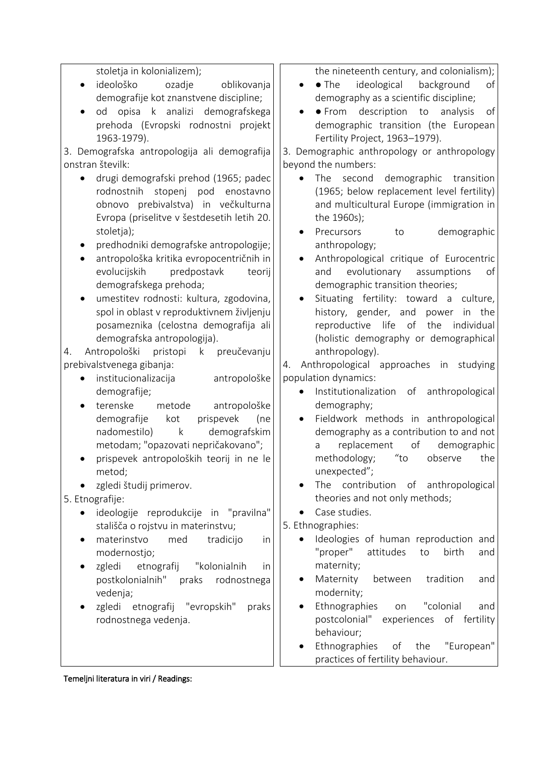| | |
|---|---|
| stoletja in kolonializem);<br>• ideološko ozadje oblikovanja demografije kot znanstvene discipline;<br>• od opisa k analizi demografskega prehoda (Evropski rodnostni projekt 1963-1979).<br>3. Demografska antropologija ali demografija onstran številk:<br>• drugi demografski prehod (1965; padec rodnostnih stopenj pod enostavno obnovo prebivalstva) in večkulturna Evropa (priselitve v šestdesetih letih 20. stoletja);<br>• predhodniki demografske antropologije;<br>• antropološka kritika evropocentričnih in evolucijskih predpostavk teorij demografskega prehoda;<br>• umestitev rodnosti: kultura, zgodovina, spol in oblast v reproduktivnem življenju posameznika (celostna demografija ali demografska antropologija).<br>4. Antropološki pristopi k preučevanju prebivalstvenega gibanja:<br>• institucionalizacija antropološke demografije;<br>• terenske metode antropološke demografije kot prispevek (ne nadomestilo) k demografskim metodam; "opazovati nepričakovano";<br>• prispevek antropoloških teorij in ne le metod;<br>• zgledi študij primerov.<br>5. Etnografije:<br>• ideologije reprodukcije in "pravilna" stališča o rojstvu in materinstvu;<br>• materinstvo med tradicijo in modernostjo;<br>• zgledi etnografij "kolonialnih in postkolonialnih" praks rodnostnega vedenja;<br>• zgledi etnografij "evropskih" praks rodnostnega vedenja. | the nineteenth century, and colonialism);<br>• ● The ideological background of demography as a scientific discipline;<br>• ● From description to analysis of demographic transition (the European Fertility Project, 1963–1979).<br>3. Demographic anthropology or anthropology beyond the numbers:<br>• The second demographic transition (1965; below replacement level fertility) and multicultural Europe (immigration in the 1960s);<br>• Precursors to demographic anthropology;<br>• Anthropological critique of Eurocentric and evolutionary assumptions of demographic transition theories;<br>• Situating fertility: toward a culture, history, gender, and power in the reproductive life of the individual (holistic demography or demographical anthropology).<br>4. Anthropological approaches in studying population dynamics:<br>• Institutionalization of anthropological demography;<br>• Fieldwork methods in anthropological demography as a contribution to and not a replacement of demographic methodology; "to observe the unexpected";<br>• The contribution of anthropological theories and not only methods;<br>• Case studies.<br>5. Ethnographies:<br>• Ideologies of human reproduction and "proper" attitudes to birth and maternity;<br>• Maternity between tradition and modernity;<br>• Ethnographies on "colonial and postcolonial" experiences of fertility behaviour;<br>• Ethnographies of the "European" practices of fertility behaviour. |

**Temeljni literatura in viri / Readings:**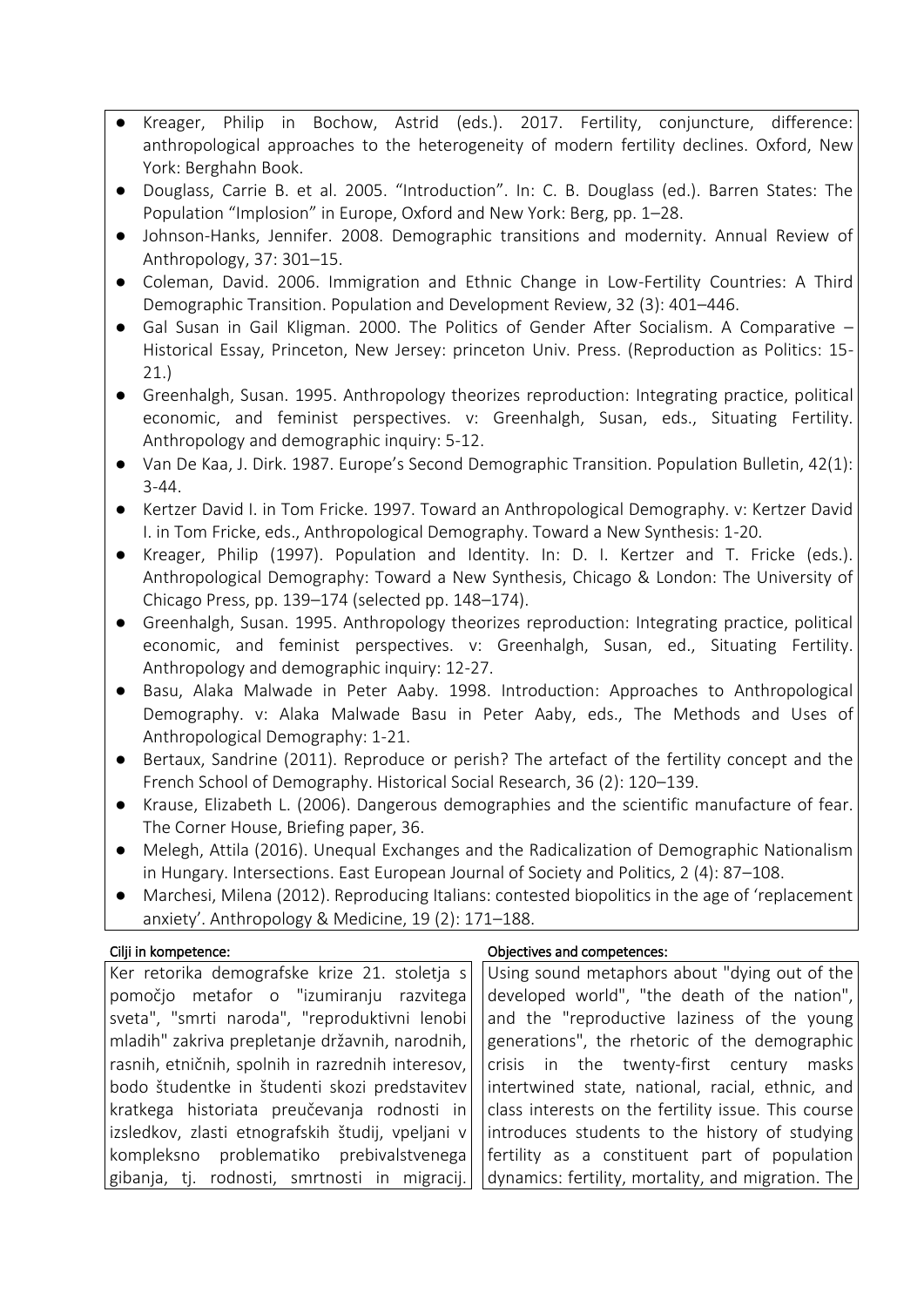- Kreager, Philip in Bochow, Astrid (eds.). 2017. Fertility, conjuncture, difference: anthropological approaches to the heterogeneity of modern fertility declines. Oxford, New York: Berghahn Book.
- Douglass, Carrie B. et al. 2005. "Introduction". In: C. B. Douglass (ed.). Barren States: The Population "Implosion" in Europe, Oxford and New York: Berg, pp. 1–28.
- Johnson-Hanks, Jennifer. 2008. Demographic transitions and modernity. Annual Review of Anthropology, 37: 301–15.
- Coleman, David. 2006. Immigration and Ethnic Change in Low-Fertility Countries: A Third Demographic Transition. Population and Development Review, 32 (3): 401–446.
- Gal Susan in Gail Kligman. 2000. The Politics of Gender After Socialism. A Comparative – Historical Essay, Princeton, New Jersey: princeton Univ. Press. (Reproduction as Politics: 15-21.)
- Greenhalgh, Susan. 1995. Anthropology theorizes reproduction: Integrating practice, political economic, and feminist perspectives. v: Greenhalgh, Susan, eds., Situating Fertility. Anthropology and demographic inquiry: 5-12.
- Van De Kaa, J. Dirk. 1987. Europe's Second Demographic Transition. Population Bulletin, 42(1): 3-44.
- Kertzer David I. in Tom Fricke. 1997. Toward an Anthropological Demography. v: Kertzer David I. in Tom Fricke, eds., Anthropological Demography. Toward a New Synthesis: 1-20.
- Kreager, Philip (1997). Population and Identity. In: D. I. Kertzer and T. Fricke (eds.). Anthropological Demography: Toward a New Synthesis, Chicago & London: The University of Chicago Press, pp. 139–174 (selected pp. 148–174).
- Greenhalgh, Susan. 1995. Anthropology theorizes reproduction: Integrating practice, political economic, and feminist perspectives. v: Greenhalgh, Susan, ed., Situating Fertility. Anthropology and demographic inquiry: 12-27.
- Basu, Alaka Malwade in Peter Aaby. 1998. Introduction: Approaches to Anthropological Demography. v: Alaka Malwade Basu in Peter Aaby, eds., The Methods and Uses of Anthropological Demography: 1-21.
- Bertaux, Sandrine (2011). Reproduce or perish? The artefact of the fertility concept and the French School of Demography. Historical Social Research, 36 (2): 120–139.
- Krause, Elizabeth L. (2006). Dangerous demographies and the scientific manufacture of fear. The Corner House, Briefing paper, 36.
- Melegh, Attila (2016). Unequal Exchanges and the Radicalization of Demographic Nationalism in Hungary. Intersections. East European Journal of Society and Politics, 2 (4): 87–108.
- Marchesi, Milena (2012). Reproducing Italians: contested biopolitics in the age of 'replacement anxiety'. Anthropology & Medicine, 19 (2): 171–188.

| Cilji in kompetence: | Objectives and competences: |
| --- | --- |
| Ker retorika demografske krize 21. stoletja s pomočjo metafor o "izumiranju razvitega sveta", "smrti naroda", "reproduktivni lenobi mladih" zakriva prepletanje državnih, narodnih, rasnih, etničnih, spolnih in razrednih interesov, bodo študentke in študenti skozi predstavitev kratkega historiata preučevanja rodnosti in izsledkov, zlasti etnografskih študij, vpeljani v kompleksno problematiko prebivalstvenega gibanja, tj. rodnosti, smrtnosti in migracij. | Using sound metaphors about "dying out of the developed world", "the death of the nation", and the "reproductive laziness of the young generations", the rhetoric of the demographic crisis in the twenty-first century masks intertwined state, national, racial, ethnic, and class interests on the fertility issue. This course introduces students to the history of studying fertility as a constituent part of population dynamics: fertility, mortality, and migration. The |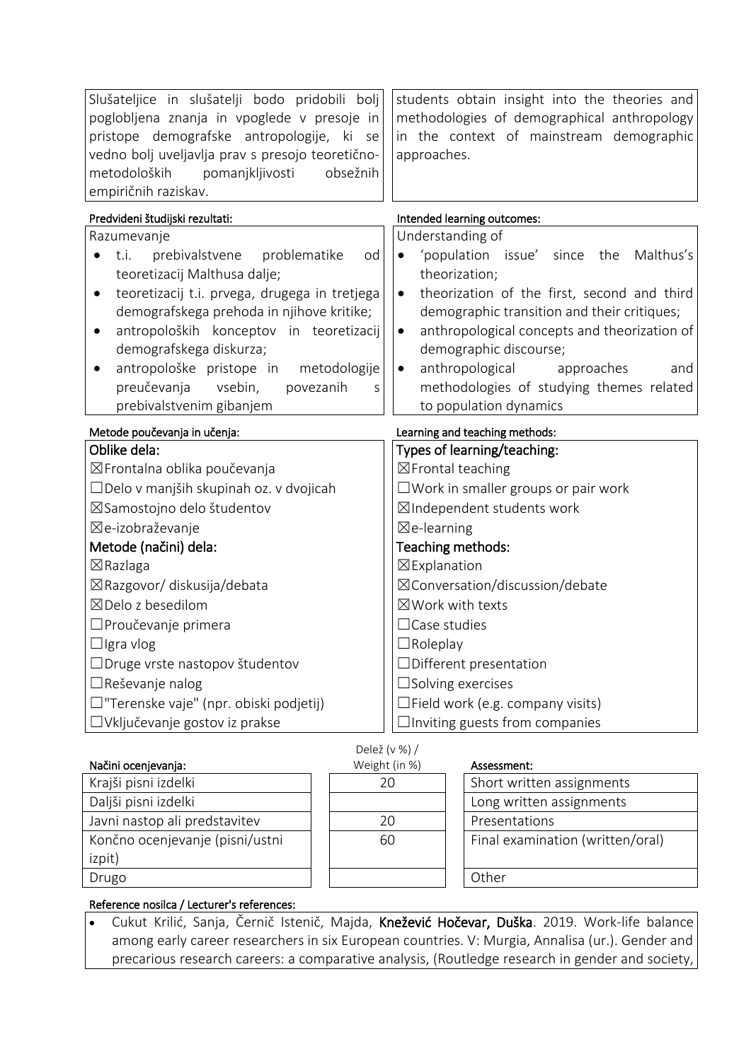| Slušateljice in slušatelji bodo pridobili bolj poglobljena znanja in vpoglede v presoje in pristope demografske antropologije, ki se vedno bolj uveljavlja prav s presojo teoretično-metodoloških pomanjkljivosti obsežnih empiričnih raziskav. | students obtain insight into the theories and methodologies of demographical anthropology in the context of mainstream demographic approaches. |
|---|---|

| Predvideni študijski rezultati: | Intended learning outcomes: |
|---|---|
| Razumevanje<br>• t.i. prebivalstvene problematike od teoretizacij Malthusa dalje;<br>• teoretizacij t.i. prvega, drugega in tretjega demografskega prehoda in njihove kritike;<br>• antropoloških konceptov in teoretizacij demografskega diskurza;<br>• antropološke pristope in metodologije preučevanja vsebin, povezanih s prebivalstvenim gibanjem | Understanding of<br>• 'population issue' since the Malthus's theorization;<br>• theorization of the first, second and third demographic transition and their critiques;<br>• anthropological concepts and theorization of demographic discourse;<br>• anthropological approaches and methodologies of studying themes related to population dynamics |

| Metode poučevanja in učenja: | Learning and teaching methods: |
|---|---|
| **Oblike dela:** | **Types of learning/teaching:** |
| ☒Frontalna oblika poučevanja | ☒Frontal teaching |
| ☐Delo v manjših skupinah oz. v dvojicah | ☐Work in smaller groups or pair work |
| ☒Samostojno delo študentov | ☒Independent students work |
| ☒e-izobraževanje | ☒e-learning |
| **Metode (načini) dela:** | **Teaching methods:** |
| ☒Razlaga | ☒Explanation |
| ☒Razgovor/ diskusija/debata | ☒Conversation/discussion/debate |
| ☒Delo z besedilom | ☒Work with texts |
| ☐Proučevanje primera | ☐Case studies |
| ☐Igra vlog | ☐Roleplay |
| ☐Druge vrste nastopov študentov | ☐Different presentation |
| ☐Reševanje nalog | ☐Solving exercises |
| ☐"Terenske vaje" (npr. obiski podjetij) | ☐Field work (e.g. company visits) |
| ☐Vključevanje gostov iz prakse | ☐Inviting guests from companies |

| Načini ocenjevanja: | Delež (v %) / Weight (in %) | Assessment: |
|---|---|---|
| Krajši pisni izdelki | 20 | Short written assignments |
| Daljši pisni izdelki | | Long written assignments |
| Javni nastop ali predstavitev | 20 | Presentations |
| Končno ocenjevanje (pisni/ustni izpit) | 60 | Final examination (written/oral) |
| Drugo | | Other |

**Reference nosilca / Lecturer's references:**

- Cukut Krilić, Sanja, Černič Istenič, Majda, **Knežević Hočevar, Duška**. 2019. Work-life balance among early career researchers in six European countries. V: Murgia, Annalisa (ur.). Gender and precarious research careers: a comparative analysis, (Routledge research in gender and society,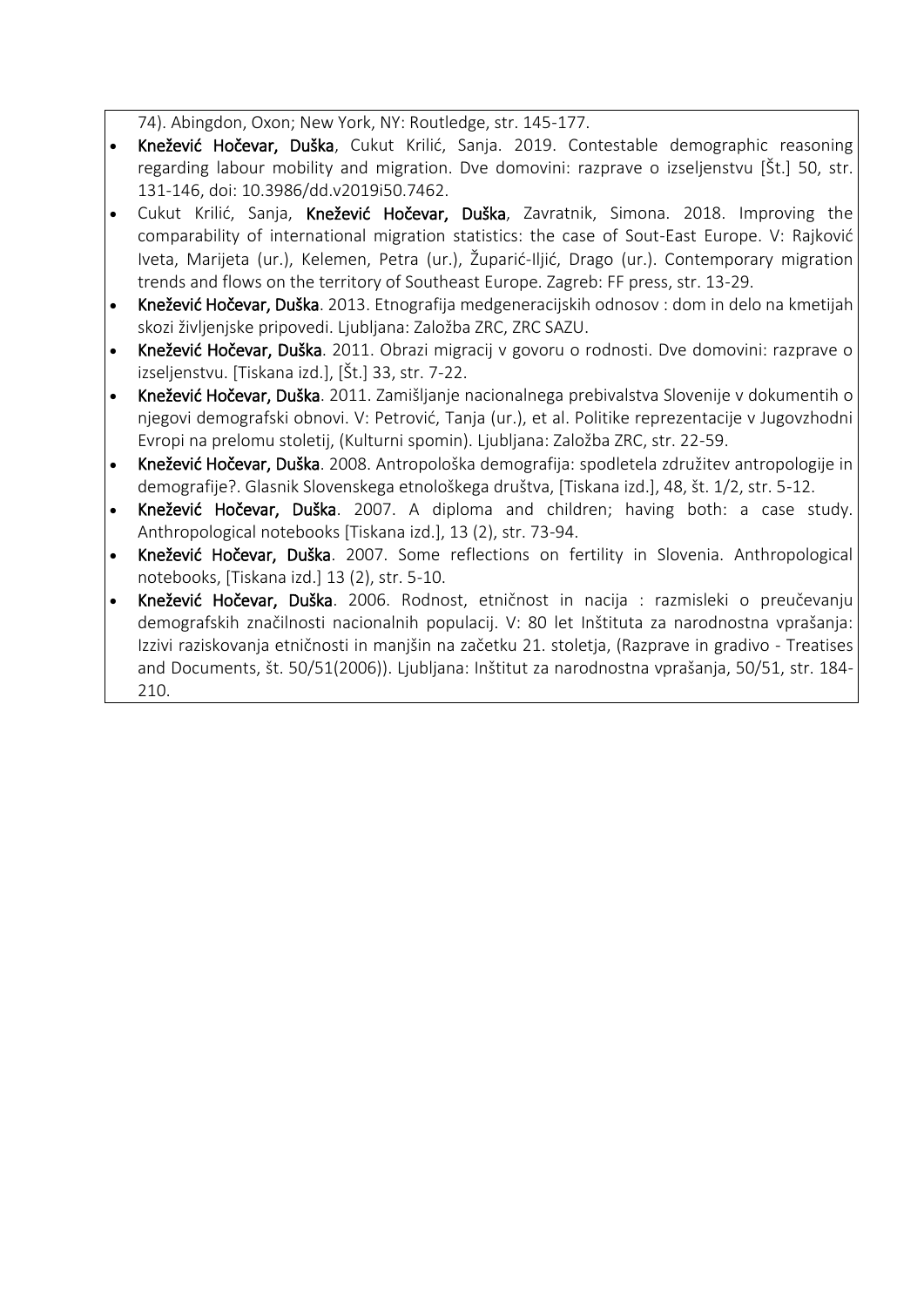74). Abingdon, Oxon; New York, NY: Routledge, str. 145-177.

- **Knežević Hočevar, Duška**, Cukut Krilić, Sanja. 2019. Contestable demographic reasoning regarding labour mobility and migration. Dve domovini: razprave o izseljenstvu [Št.] 50, str. 131-146, doi: 10.3986/dd.v2019i50.7462.
- Cukut Krilić, Sanja, **Knežević Hočevar, Duška**, Zavratnik, Simona. 2018. Improving the comparability of international migration statistics: the case of Sout-East Europe. V: Rajković Iveta, Marijeta (ur.), Kelemen, Petra (ur.), Župarić-Iljić, Drago (ur.). Contemporary migration trends and flows on the territory of Southeast Europe. Zagreb: FF press, str. 13-29.
- **Knežević Hočevar, Duška**. 2013. Etnografija medgeneracijskih odnosov : dom in delo na kmetijah skozi življenjske pripovedi. Ljubljana: Založba ZRC, ZRC SAZU.
- **Knežević Hočevar, Duška**. 2011. Obrazi migracij v govoru o rodnosti. Dve domovini: razprave o izseljenstvu. [Tiskana izd.], [Št.] 33, str. 7-22.
- **Knežević Hočevar, Duška**. 2011. Zamišljanje nacionalnega prebivalstva Slovenije v dokumentih o njegovi demografski obnovi. V: Petrović, Tanja (ur.), et al. Politike reprezentacije v Jugovzhodni Evropi na prelomu stoletij, (Kulturni spomin). Ljubljana: Založba ZRC, str. 22-59.
- **Knežević Hočevar, Duška**. 2008. Antropološka demografija: spodletela združitev antropologije in demografije?. Glasnik Slovenskega etnološkega društva, [Tiskana izd.], 48, št. 1/2, str. 5-12.
- **Knežević Hočevar, Duška**. 2007. A diploma and children; having both: a case study. Anthropological notebooks [Tiskana izd.], 13 (2), str. 73-94.
- **Knežević Hočevar, Duška**. 2007. Some reflections on fertility in Slovenia. Anthropological notebooks, [Tiskana izd.] 13 (2), str. 5-10.
- **Knežević Hočevar, Duška**. 2006. Rodnost, etničnost in nacija : razmisleki o preučevanju demografskih značilnosti nacionalnih populacij. V: 80 let Inštituta za narodnostna vprašanja: Izzivi raziskovanja etničnosti in manjšin na začetku 21. stoletja, (Razprave in gradivo - Treatises and Documents, št. 50/51(2006)). Ljubljana: Inštitut za narodnostna vprašanja, 50/51, str. 184-210.